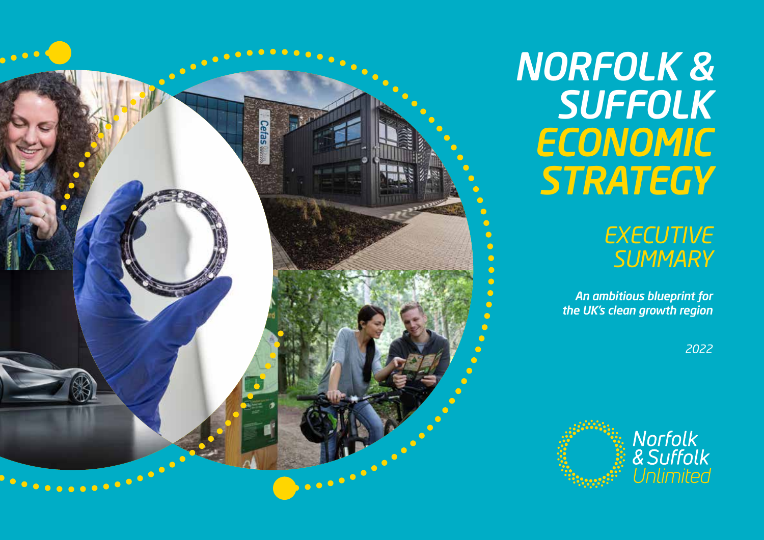# NORFOLK & SUFFOLK ECONOMIC STRATEGY

## EXECUTIVE SUMMARY

*An ambitious blueprint for the UK's clean growth region*

*2022*

Norfolk & Suffolk Unlimited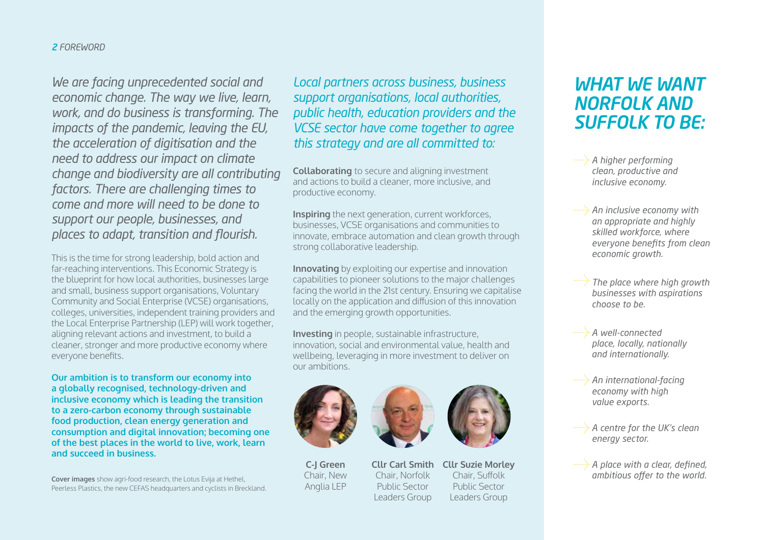*We are facing unprecedented social and economic change. The way we live, learn, work, and do business is transforming. The impacts of the pandemic, leaving the EU, the acceleration of digitisation and the need to address our impact on climate change and biodiversity are all contributing factors. There are challenging times to come and more will need to be done to support our people, businesses, and places to adapt, transition and flourish.*

This is the time for strong leadership, bold action and far-reaching interventions. This Economic Strategy is the blueprint for how local authorities, businesses large and small, business support organisations, Voluntary Community and Social Enterprise (VCSE) organisations, colleges, universities, independent training providers and the Local Enterprise Partnership (LEP) will work together, aligning relevant actions and investment, to build a cleaner, stronger and more productive economy where everyone benefits.

**Our ambition is to transform our economy into a globally recognised, technology-driven and inclusive economy which is leading the transition to a zero-carbon economy through sustainable food production, clean energy generation and consumption and digital innovation; becoming one of the best places in the world to live, work, learn and succeed in business.**

**Cover images** show agri-food research, the Lotus Evija at Hethel, Peerless Plastics, the new CEFAS headquarters and cyclists in Breckland.

*Local partners across business, business support organisations, local authorities, public health, education providers and the VCSE sector have come together to agree this strategy and are all committed to:*

**Collaborating** to secure and aligning investment and actions to build a cleaner, more inclusive, and productive economy.

**Inspiring** the next generation, current workforces, businesses, VCSE organisations and communities to innovate, embrace automation and clean growth through strong collaborative leadership.

**Innovating** by exploiting our expertise and innovation capabilities to pioneer solutions to the major challenges facing the world in the 21st century. Ensuring we capitalise locally on the application and diffusion of this innovation and the emerging growth opportunities.

**Investing** in people, sustainable infrastructure, innovation, social and environmental value, health and wellbeing, leveraging in more investment to deliver on our ambitions.

**C-J Green**
Chair, New Anglia LEP

**Cllr Carl Smith**
Chair, Norfolk Public Sector Leaders Group

**Cllr Suzie Morley**
Chair, Suffolk Public Sector Leaders Group

## *WHAT WE WANT NORFOLK AND SUFFOLK TO BE:*

- *A higher performing clean, productive and inclusive economy.*
- *An inclusive economy with an appropriate and highly skilled workforce, where everyone benefits from clean economic growth.*
- *The place where high growth businesses with aspirations choose to be.*
- *A well-connected place, locally, nationally and internationally.*
- *An international-facing economy with high value exports.*
- *A centre for the UK's clean energy sector.*
- *A place with a clear, defined, ambitious offer to the world.*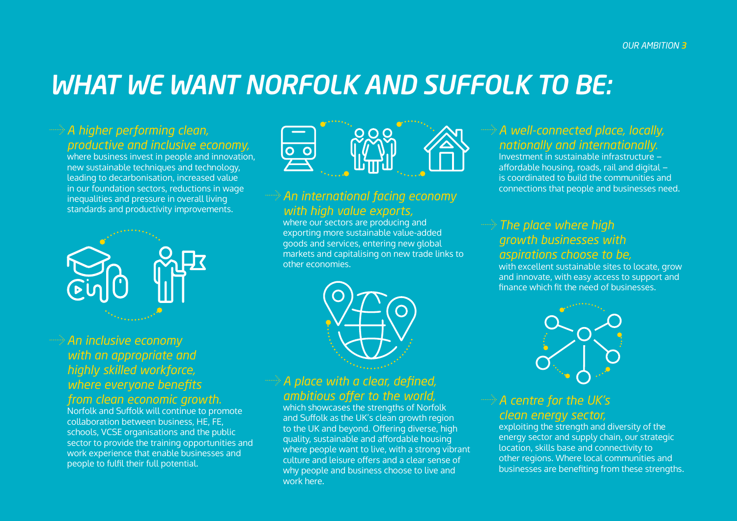# WHAT WE WANT NORFOLK AND SUFFOLK TO BE:

*A higher performing clean, productive and inclusive economy,* where business invest in people and innovation, new sustainable techniques and technology, leading to decarbonisation, increased value in our foundation sectors, reductions in wage inequalities and pressure in overall living standards and productivity improvements.

*An inclusive economy with an appropriate and highly skilled workforce, where everyone benefits from clean economic growth.* Norfolk and Suffolk will continue to promote collaboration between business, HE, FE, schools, VCSE organisations and the public sector to provide the training opportunities and work experience that enable businesses and people to fulfil their full potential.

*An international facing economy with high value exports,* where our sectors are producing and exporting more sustainable value-added goods and services, entering new global markets and capitalising on new trade links to other economies.

*A place with a clear, defined, ambitious offer to the world,* which showcases the strengths of Norfolk and Suffolk as the UK's clean growth region to the UK and beyond. Offering diverse, high quality, sustainable and affordable housing where people want to live, with a strong vibrant culture and leisure offers and a clear sense of why people and business choose to live and work here.

*A well-connected place, locally, nationally and internationally.* Investment in sustainable infrastructure – affordable housing, roads, rail and digital – is coordinated to build the communities and connections that people and businesses need.

*The place where high growth businesses with aspirations choose to be,* with excellent sustainable sites to locate, grow and innovate, with easy access to support and finance which fit the need of businesses.

*A centre for the UK's clean energy sector,* exploiting the strength and diversity of the energy sector and supply chain, our strategic location, skills base and connectivity to other regions. Where local communities and businesses are benefiting from these strengths.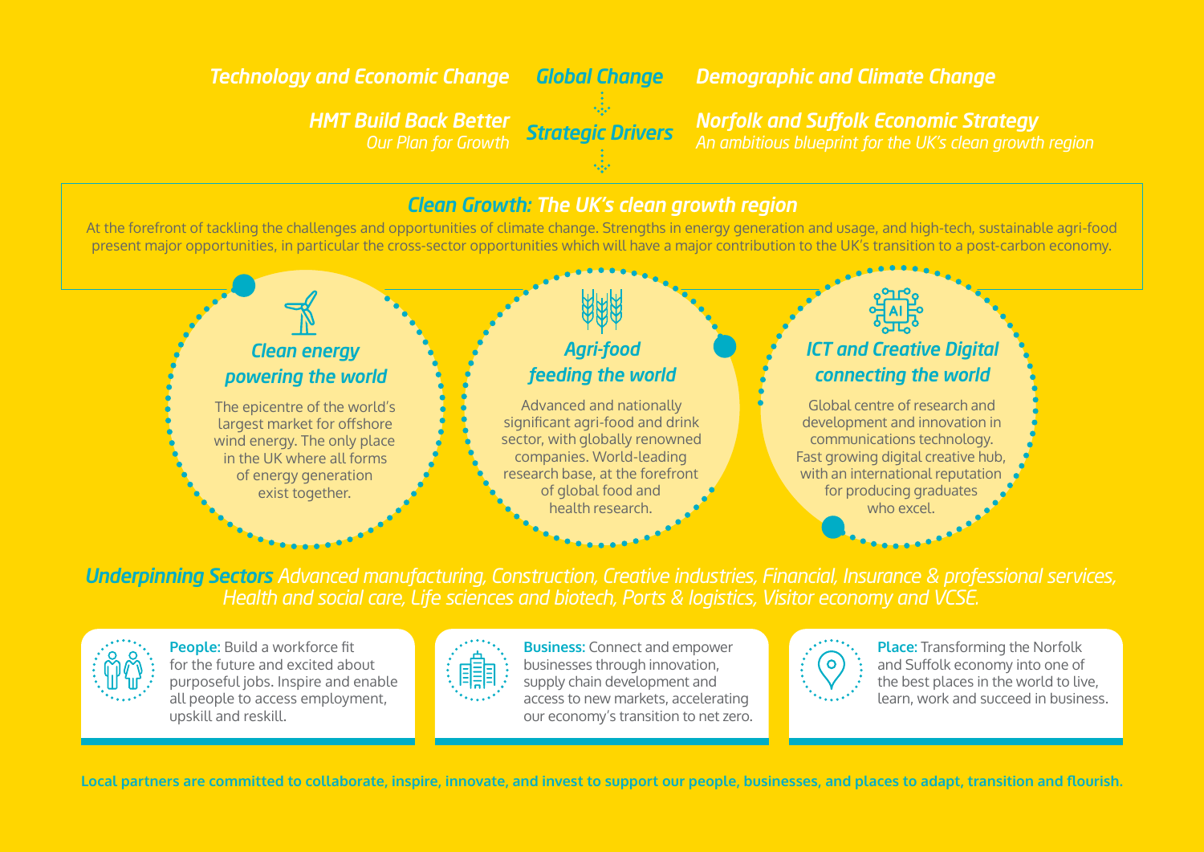*Technology and Economic Change* *Global Change* *Demographic and Climate Change*

***HMT Build Back Better***
*Our Plan for Growth*

***Strategic Drivers***

***Norfolk and Suffolk Economic Strategy***
*An ambitious blueprint for the UK's clean growth region*

## *Clean Growth: The UK's clean growth region*

At the forefront of tackling the challenges and opportunities of climate change. Strengths in energy generation and usage, and high-tech, sustainable agri-food present major opportunities, in particular the cross-sector opportunities which will have a major contribution to the UK's transition to a post-carbon economy.

### *Clean energy powering the world*

The epicentre of the world's largest market for offshore wind energy. The only place in the UK where all forms of energy generation exist together.

### *Agri-food feeding the world*

Advanced and nationally significant agri-food and drink sector, with globally renowned companies. World-leading research base, at the forefront of global food and health research.

### *ICT and Creative Digital connecting the world*

Global centre of research and development and innovation in communications technology. Fast growing digital creative hub, with an international reputation for producing graduates who excel.

***Underpinning Sectors*** *Advanced manufacturing, Construction, Creative industries, Financial, Insurance & professional services, Health and social care, Life sciences and biotech, Ports & logistics, Visitor economy and VCSE.*

**People:** Build a workforce fit for the future and excited about purposeful jobs. Inspire and enable all people to access employment, upskill and reskill.

**Business:** Connect and empower businesses through innovation, supply chain development and access to new markets, accelerating our economy's transition to net zero.

**Place:** Transforming the Norfolk and Suffolk economy into one of the best places in the world to live, learn, work and succeed in business.

**Local partners are committed to collaborate, inspire, innovate, and invest to support our people, businesses, and places to adapt, transition and flourish.**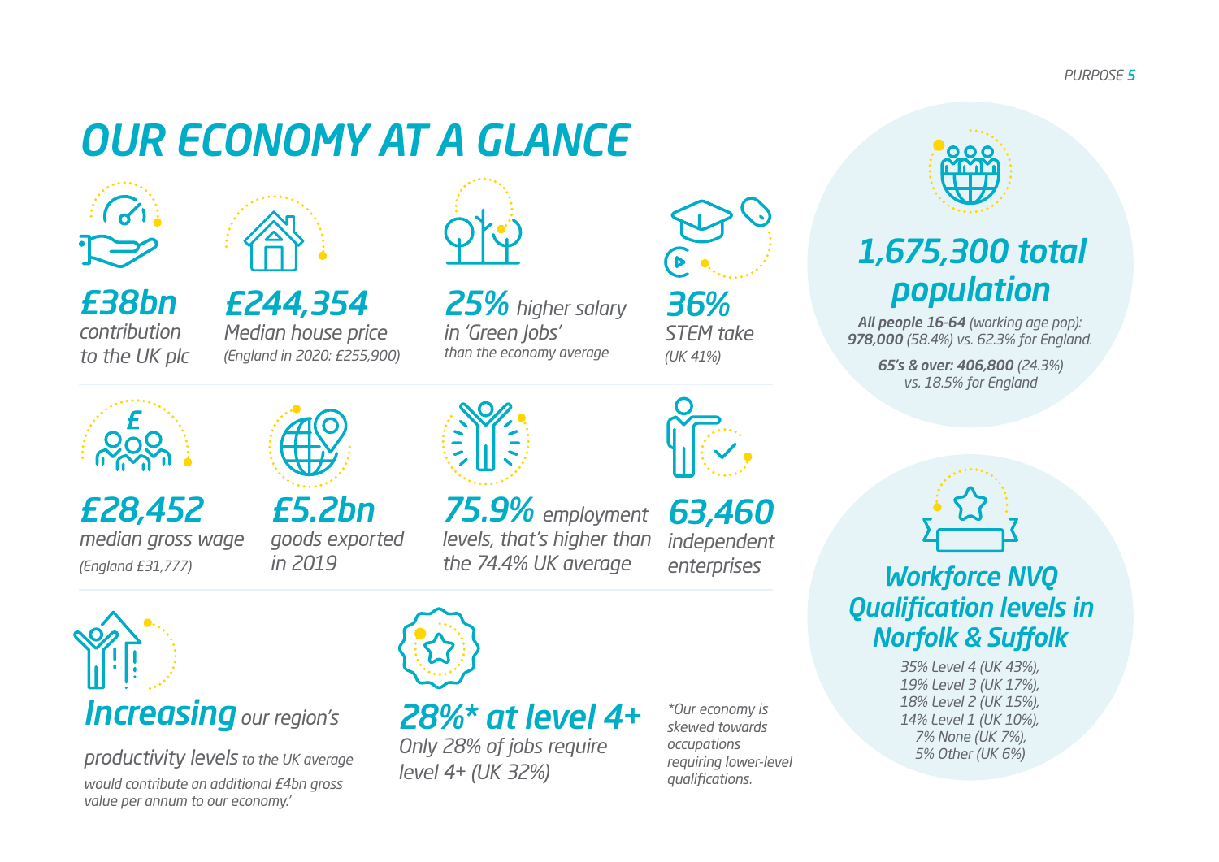# OUR ECONOMY AT A GLANCE

**£38bn**
contribution to the UK plc

**£244,354**
Median house price
*(England in 2020: £255,900)*

**25%** higher salary in 'Green Jobs' than the economy average

**36%**
STEM take
*(UK 41%)*

**£28,452**
median gross wage
*(England £31,777)*

**£5.2bn**
goods exported in 2019

**75.9%** employment levels, that's higher than the 74.4% UK average

**63,460**
independent enterprises

**Increasing** our region's productivity levels to the UK average would contribute an additional £4bn gross value per annum to our economy.'

**28%\* at level 4+**
Only 28% of jobs require level 4+ (UK 32%)

*\*Our economy is skewed towards occupations requiring lower-level qualifications.*

## 1,675,300 total population

**All people 16-64** (working age pop): **978,000** (58.4%) vs. 62.3% for England.

**65's & over: 406,800** (24.3%) vs. 18.5% for England

## Workforce NVQ Qualification levels in Norfolk & Suffolk

35% Level 4 (UK 43%),
19% Level 3 (UK 17%),
18% Level 2 (UK 15%),
14% Level 1 (UK 10%),
7% None (UK 7%),
5% Other (UK 6%)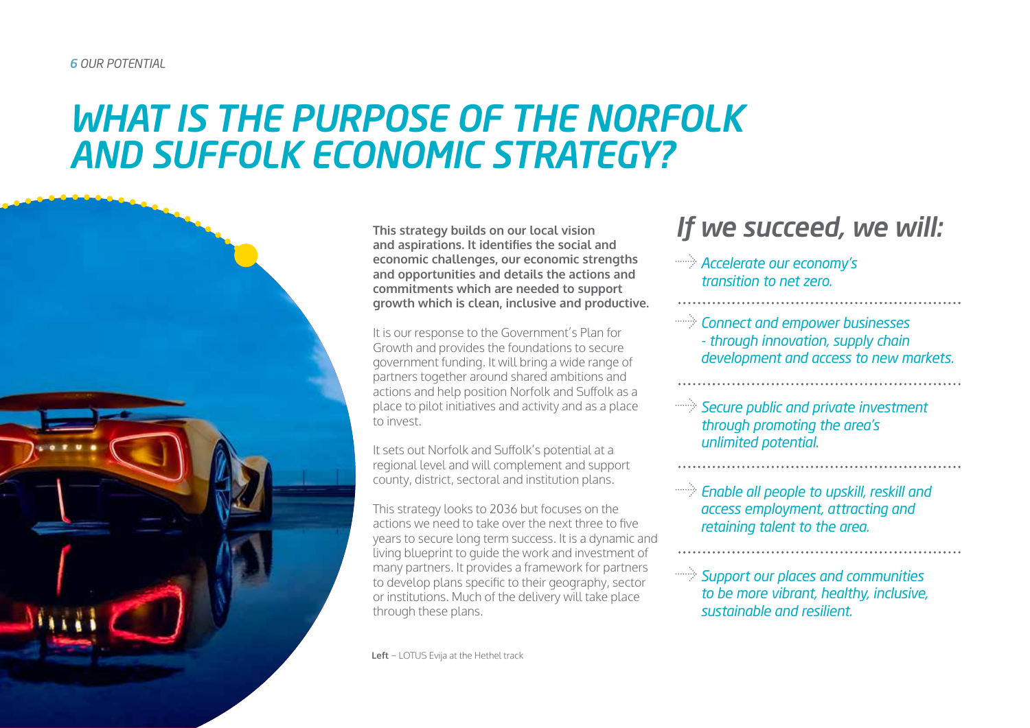# WHAT IS THE PURPOSE OF THE NORFOLK AND SUFFOLK ECONOMIC STRATEGY?

**This strategy builds on our local vision and aspirations. It identifies the social and economic challenges, our economic strengths and opportunities and details the actions and commitments which are needed to support growth which is clean, inclusive and productive.**

It is our response to the Government's Plan for Growth and provides the foundations to secure government funding. It will bring a wide range of partners together around shared ambitions and actions and help position Norfolk and Suffolk as a place to pilot initiatives and activity and as a place to invest.

It sets out Norfolk and Suffolk's potential at a regional level and will complement and support county, district, sectoral and institution plans.

This strategy looks to 2036 but focuses on the actions we need to take over the next three to five years to secure long term success. It is a dynamic and living blueprint to guide the work and investment of many partners. It provides a framework for partners to develop plans specific to their geography, sector or institutions. Much of the delivery will take place through these plans.

**Left** – LOTUS Evija at the Hethel track

## *If we succeed, we will:*

- *Accelerate our economy's transition to net zero.*
- *Connect and empower businesses - through innovation, supply chain development and access to new markets.*
- *Secure public and private investment through promoting the area's unlimited potential.*
- *Enable all people to upskill, reskill and access employment, attracting and retaining talent to the area.*
- *Support our places and communities to be more vibrant, healthy, inclusive, sustainable and resilient.*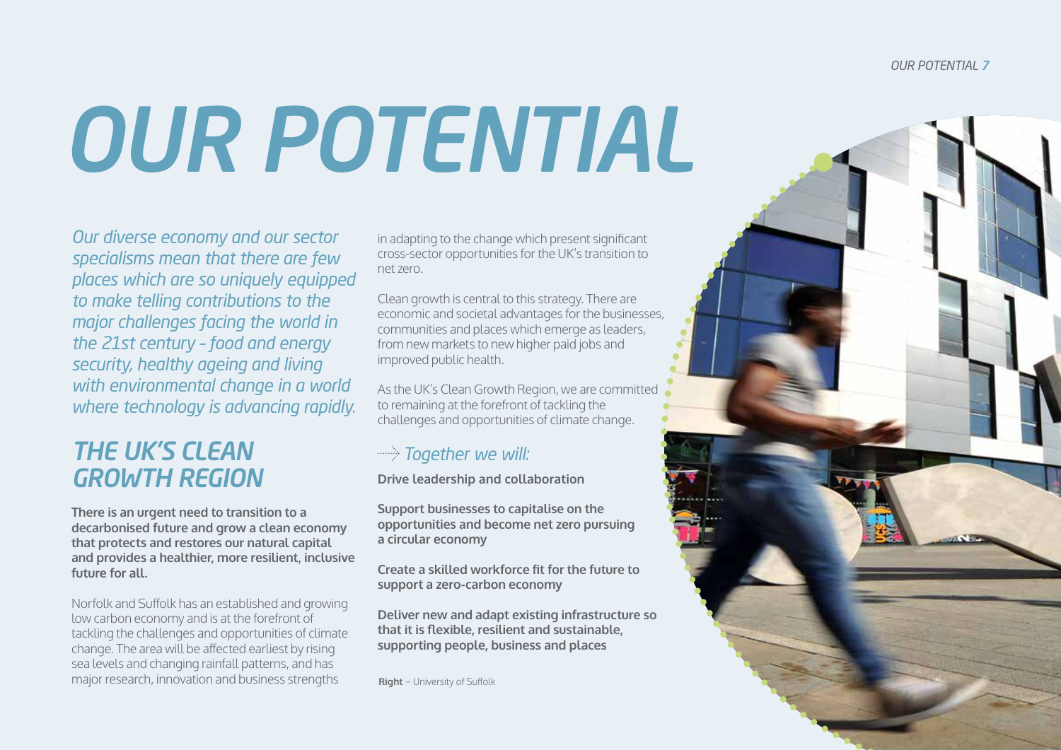# OUR POTENTIAL

*Our diverse economy and our sector specialisms mean that there are few places which are so uniquely equipped to make telling contributions to the major challenges facing the world in the 21st century – food and energy security, healthy ageing and living with environmental change in a world where technology is advancing rapidly.*

## THE UK'S CLEAN GROWTH REGION

**There is an urgent need to transition to a decarbonised future and grow a clean economy that protects and restores our natural capital and provides a healthier, more resilient, inclusive future for all.**

Norfolk and Suffolk has an established and growing low carbon economy and is at the forefront of tackling the challenges and opportunities of climate change. The area will be affected earliest by rising sea levels and changing rainfall patterns, and has major research, innovation and business strengths in adapting to the change which present significant cross-sector opportunities for the UK's transition to net zero.

Clean growth is central to this strategy. There are economic and societal advantages for the businesses, communities and places which emerge as leaders, from new markets to new higher paid jobs and improved public health.

As the UK's Clean Growth Region, we are committed to remaining at the forefront of tackling the challenges and opportunities of climate change.

### *Together we will:*

**Drive leadership and collaboration**

**Support businesses to capitalise on the opportunities and become net zero pursuing a circular economy**

**Create a skilled workforce fit for the future to support a zero-carbon economy**

**Deliver new and adapt existing infrastructure so that it is flexible, resilient and sustainable, supporting people, business and places**

**Right** – University of Suffolk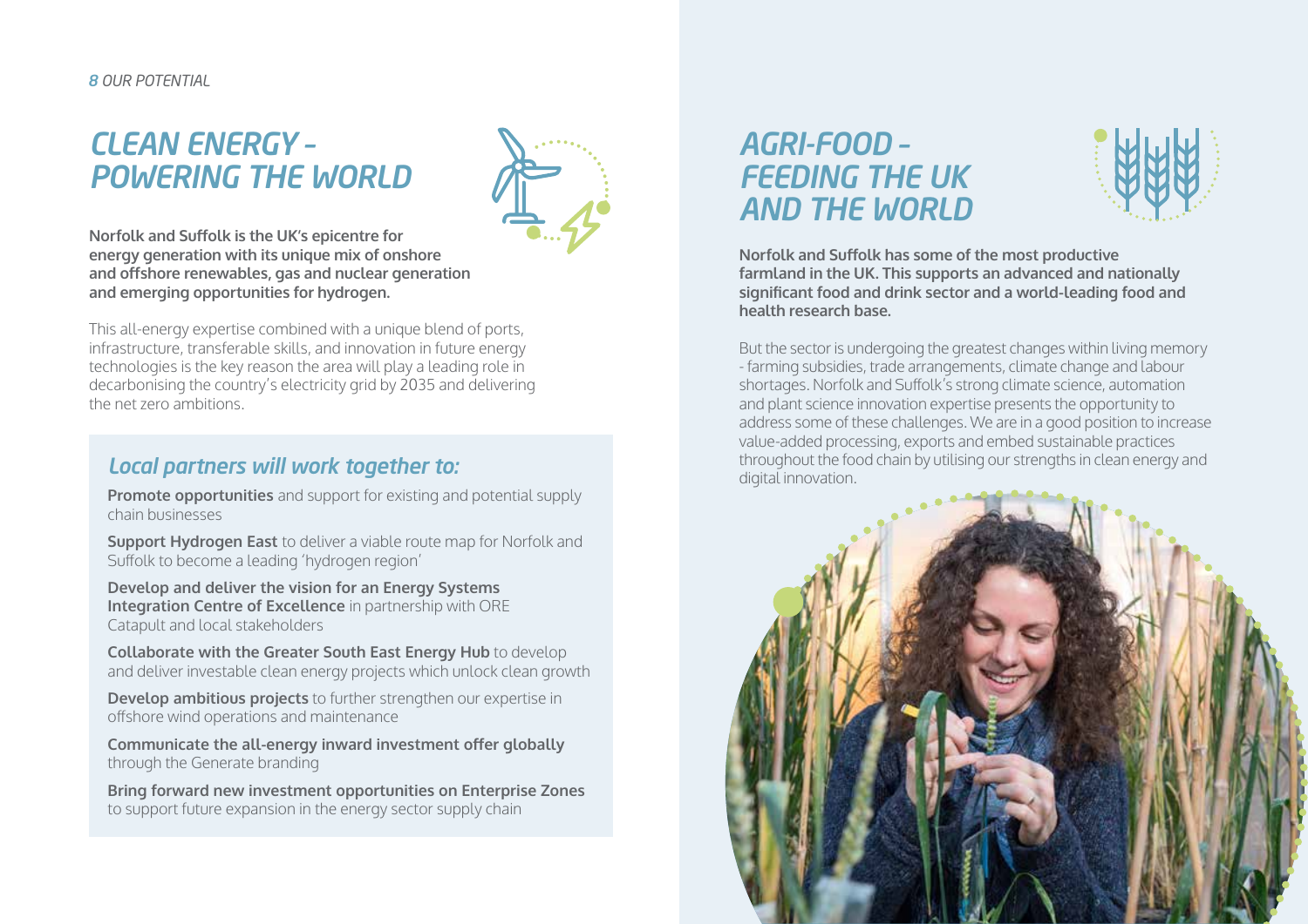# CLEAN ENERGY – POWERING THE WORLD

**Norfolk and Suffolk is the UK's epicentre for energy generation with its unique mix of onshore and offshore renewables, gas and nuclear generation and emerging opportunities for hydrogen.**

This all-energy expertise combined with a unique blend of ports, infrastructure, transferable skills, and innovation in future energy technologies is the key reason the area will play a leading role in decarbonising the country's electricity grid by 2035 and delivering the net zero ambitions.

## *Local partners will work together to:*

**Promote opportunities** and support for existing and potential supply chain businesses

**Support Hydrogen East** to deliver a viable route map for Norfolk and Suffolk to become a leading 'hydrogen region'

**Develop and deliver the vision for an Energy Systems Integration Centre of Excellence** in partnership with ORE Catapult and local stakeholders

**Collaborate with the Greater South East Energy Hub** to develop and deliver investable clean energy projects which unlock clean growth

**Develop ambitious projects** to further strengthen our expertise in offshore wind operations and maintenance

**Communicate the all-energy inward investment offer globally** through the Generate branding

**Bring forward new investment opportunities on Enterprise Zones** to support future expansion in the energy sector supply chain

# AGRI-FOOD – FEEDING THE UK AND THE WORLD

**Norfolk and Suffolk has some of the most productive farmland in the UK. This supports an advanced and nationally significant food and drink sector and a world-leading food and health research base.**

But the sector is undergoing the greatest changes within living memory - farming subsidies, trade arrangements, climate change and labour shortages. Norfolk and Suffolk's strong climate science, automation and plant science innovation expertise presents the opportunity to address some of these challenges. We are in a good position to increase value-added processing, exports and embed sustainable practices throughout the food chain by utilising our strengths in clean energy and digital innovation.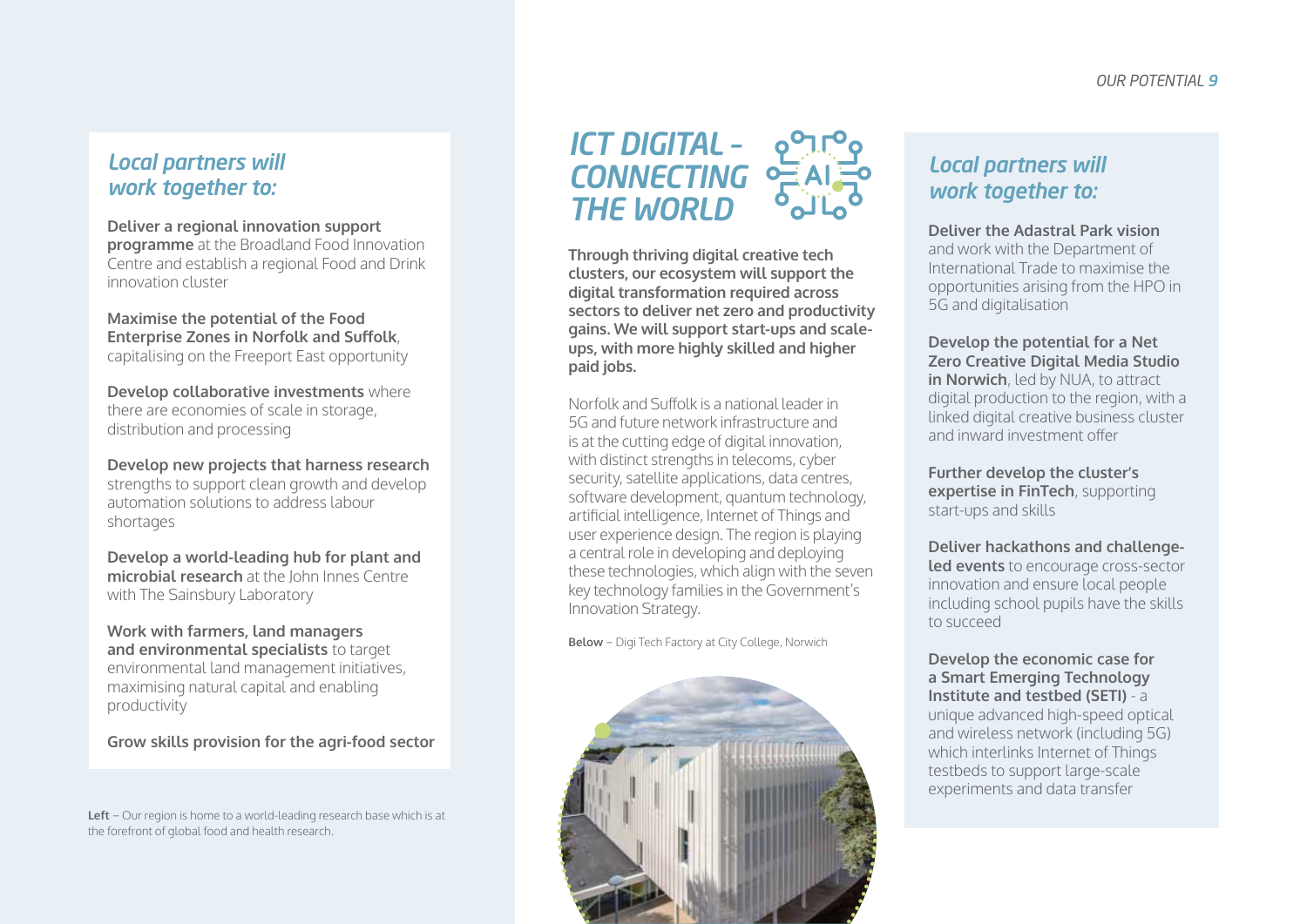## *Local partners will work together to:*

**Deliver a regional innovation support programme** at the Broadland Food Innovation Centre and establish a regional Food and Drink innovation cluster

**Maximise the potential of the Food Enterprise Zones in Norfolk and Suffolk**, capitalising on the Freeport East opportunity

**Develop collaborative investments** where there are economies of scale in storage, distribution and processing

**Develop new projects that harness research** strengths to support clean growth and develop automation solutions to address labour shortages

**Develop a world-leading hub for plant and microbial research** at the John Innes Centre with The Sainsbury Laboratory

**Work with farmers, land managers and environmental specialists** to target environmental land management initiatives, maximising natural capital and enabling productivity

**Grow skills provision for the agri-food sector**

**Left** – Our region is home to a world-leading research base which is at the forefront of global food and health research.

# *ICT DIGITAL – CONNECTING THE WORLD*

**Through thriving digital creative tech clusters, our ecosystem will support the digital transformation required across sectors to deliver net zero and productivity gains. We will support start-ups and scale-ups, with more highly skilled and higher paid jobs.**

Norfolk and Suffolk is a national leader in 5G and future network infrastructure and is at the cutting edge of digital innovation, with distinct strengths in telecoms, cyber security, satellite applications, data centres, software development, quantum technology, artificial intelligence, Internet of Things and user experience design. The region is playing a central role in developing and deploying these technologies, which align with the seven key technology families in the Government's Innovation Strategy.

**Below** – Digi Tech Factory at City College, Norwich

## *Local partners will work together to:*

**Deliver the Adastral Park vision** and work with the Department of International Trade to maximise the opportunities arising from the HPO in 5G and digitalisation

**Develop the potential for a Net Zero Creative Digital Media Studio in Norwich**, led by NUA, to attract digital production to the region, with a linked digital creative business cluster and inward investment offer

**Further develop the cluster's expertise in FinTech**, supporting start-ups and skills

**Deliver hackathons and challenge-led events** to encourage cross-sector innovation and ensure local people including school pupils have the skills to succeed

**Develop the economic case for a Smart Emerging Technology Institute and testbed (SETI)** - a unique advanced high-speed optical and wireless network (including 5G) which interlinks Internet of Things testbeds to support large-scale experiments and data transfer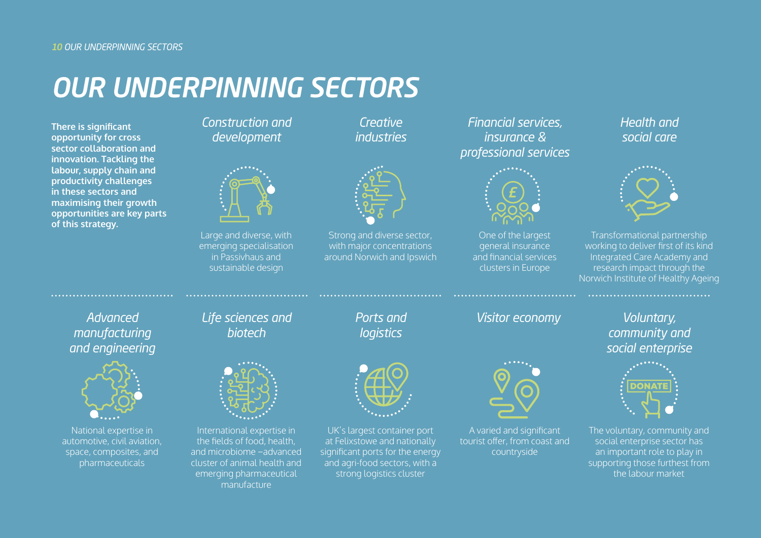# OUR UNDERPINNING SECTORS

**There is significant opportunity for cross sector collaboration and innovation. Tackling the labour, supply chain and productivity challenges in these sectors and maximising their growth opportunities are key parts of this strategy.**

### *Construction and development*

Large and diverse, with emerging specialisation in Passivhaus and sustainable design

### *Creative industries*

Strong and diverse sector, with major concentrations around Norwich and Ipswich

### *Financial services, insurance & professional services*

One of the largest general insurance and financial services clusters in Europe

### *Health and social care*

Transformational partnership working to deliver first of its kind Integrated Care Academy and research impact through the Norwich Institute of Healthy Ageing

### *Advanced manufacturing and engineering*

National expertise in automotive, civil aviation, space, composites, and pharmaceuticals

### *Life sciences and biotech*

International expertise in the fields of food, health, and microbiome –advanced cluster of animal health and emerging pharmaceutical manufacture

### *Ports and logistics*

UK's largest container port at Felixstowe and nationally significant ports for the energy and agri-food sectors, with a strong logistics cluster

### *Visitor economy*

A varied and significant tourist offer, from coast and countryside

### *Voluntary, community and social enterprise*

The voluntary, community and social enterprise sector has an important role to play in supporting those furthest from the labour market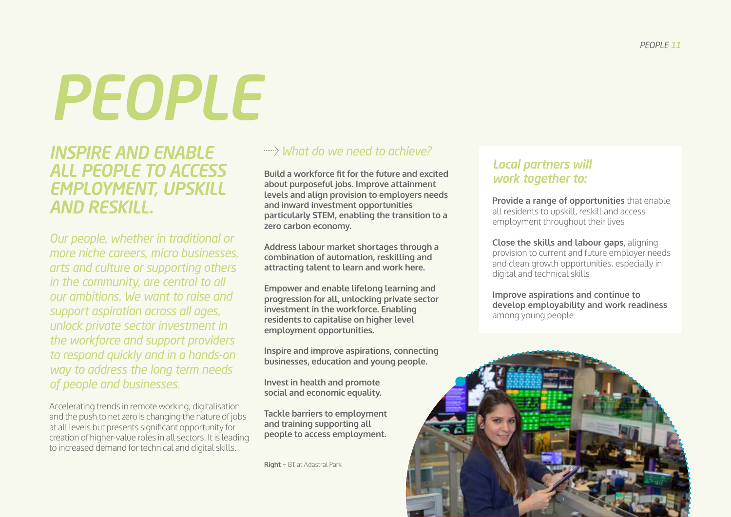# PEOPLE

## INSPIRE AND ENABLE ALL PEOPLE TO ACCESS EMPLOYMENT, UPSKILL AND RESKILL.

*Our people, whether in traditional or more niche careers, micro businesses, arts and culture or supporting others in the community, are central to all our ambitions. We want to raise and support aspiration across all ages, unlock private sector investment in the workforce and support providers to respond quickly and in a hands-on way to address the long term needs of people and businesses.*

Accelerating trends in remote working, digitalisation and the push to net zero is changing the nature of jobs at all levels but presents significant opportunity for creation of higher-value roles in all sectors. It is leading to increased demand for technical and digital skills.

### *What do we need to achieve?*

**Build a workforce fit for the future and excited about purposeful jobs. Improve attainment levels and align provision to employers needs and inward investment opportunities particularly STEM, enabling the transition to a zero carbon economy.**

**Address labour market shortages through a combination of automation, reskilling and attracting talent to learn and work here.**

**Empower and enable lifelong learning and progression for all, unlocking private sector investment in the workforce. Enabling residents to capitalise on higher level employment opportunities.**

**Inspire and improve aspirations, connecting businesses, education and young people.**

**Invest in health and promote social and economic equality.**

**Tackle barriers to employment and training supporting all people to access employment.**

**Right** – BT at Adastral Park

### *Local partners will work together to:*

**Provide a range of opportunities** that enable all residents to upskill, reskill and access employment throughout their lives

**Close the skills and labour gaps**, aligning provision to current and future employer needs and clean growth opportunities, especially in digital and technical skills

**Improve aspirations and continue to develop employability and work readiness** among young people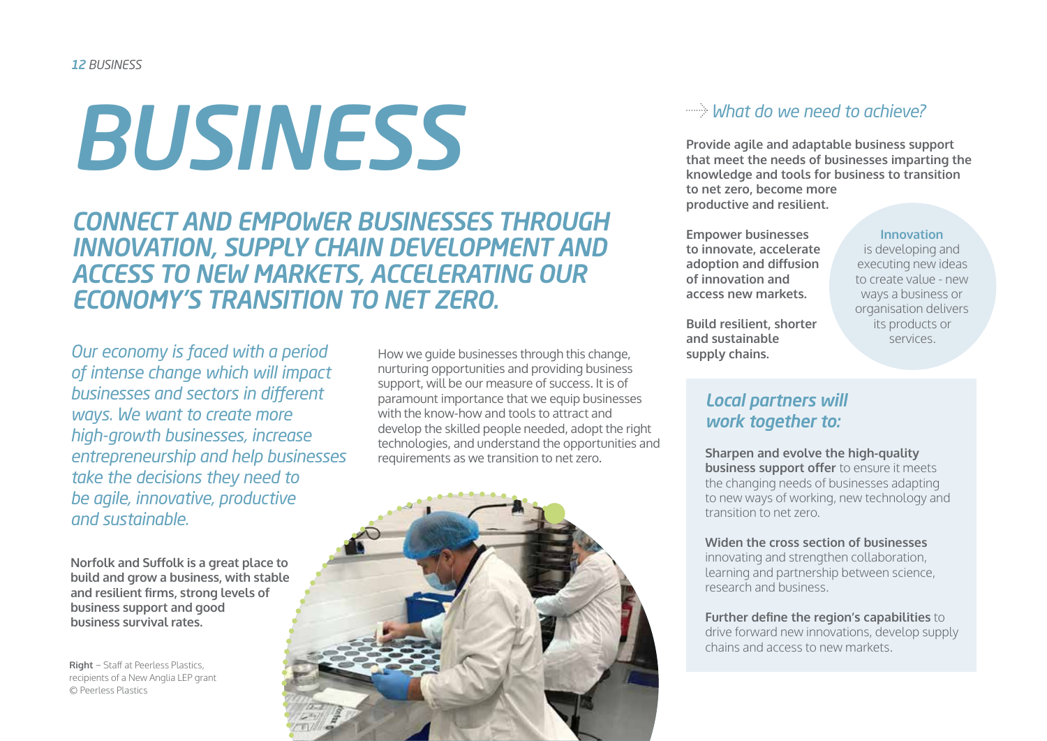# BUSINESS

## CONNECT AND EMPOWER BUSINESSES THROUGH INNOVATION, SUPPLY CHAIN DEVELOPMENT AND ACCESS TO NEW MARKETS, ACCELERATING OUR ECONOMY'S TRANSITION TO NET ZERO.

*Our economy is faced with a period of intense change which will impact businesses and sectors in different ways. We want to create more high-growth businesses, increase entrepreneurship and help businesses take the decisions they need to be agile, innovative, productive and sustainable.*

**Norfolk and Suffolk is a great place to build and grow a business, with stable and resilient firms, strong levels of business support and good business survival rates.**

How we guide businesses through this change, nurturing opportunities and providing business support, will be our measure of success. It is of paramount importance that we equip businesses with the know-how and tools to attract and develop the skilled people needed, adopt the right technologies, and understand the opportunities and requirements as we transition to net zero.

**Right** – Staff at Peerless Plastics, recipients of a New Anglia LEP grant © Peerless Plastics

### *What do we need to achieve?*

**Provide agile and adaptable business support that meet the needs of businesses imparting the knowledge and tools for business to transition to net zero, become more productive and resilient.**

**Empower businesses to innovate, accelerate adoption and diffusion of innovation and access new markets.**

**Build resilient, shorter and sustainable supply chains.**

**Innovation** is developing and executing new ideas to create value - new ways a business or organisation delivers its products or services.

### *Local partners will work together to:*

**Sharpen and evolve the high-quality business support offer** to ensure it meets the changing needs of businesses adapting to new ways of working, new technology and transition to net zero.

**Widen the cross section of businesses** innovating and strengthen collaboration, learning and partnership between science, research and business.

**Further define the region's capabilities** to drive forward new innovations, develop supply chains and access to new markets.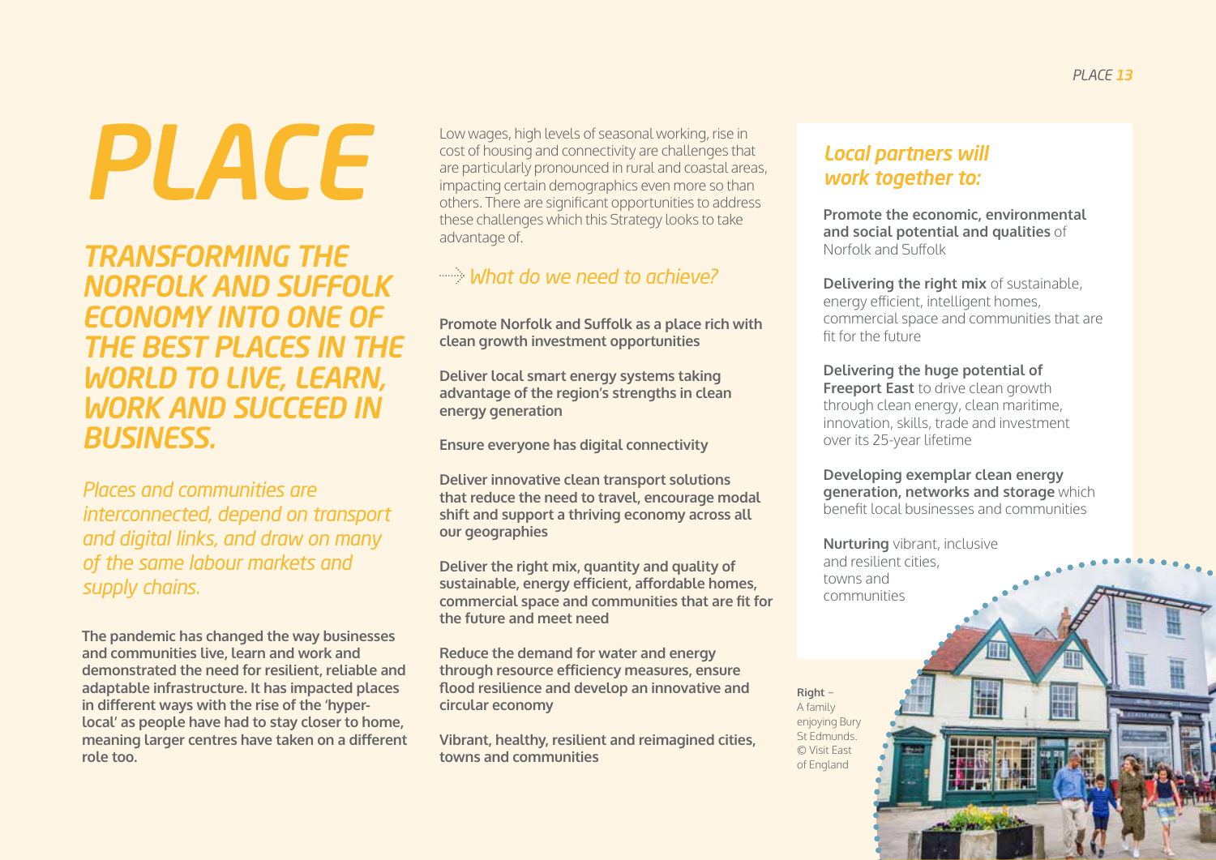# PLACE

## TRANSFORMING THE NORFOLK AND SUFFOLK ECONOMY INTO ONE OF THE BEST PLACES IN THE WORLD TO LIVE, LEARN, WORK AND SUCCEED IN BUSINESS.

*Places and communities are interconnected, depend on transport and digital links, and draw on many of the same labour markets and supply chains.*

**The pandemic has changed the way businesses and communities live, learn and work and demonstrated the need for resilient, reliable and adaptable infrastructure. It has impacted places in different ways with the rise of the 'hyper-local' as people have had to stay closer to home, meaning larger centres have taken on a different role too.**

Low wages, high levels of seasonal working, rise in cost of housing and connectivity are challenges that are particularly pronounced in rural and coastal areas, impacting certain demographics even more so than others. There are significant opportunities to address these challenges which this Strategy looks to take advantage of.

### What do we need to achieve?

**Promote Norfolk and Suffolk as a place rich with clean growth investment opportunities**

**Deliver local smart energy systems taking advantage of the region's strengths in clean energy generation**

**Ensure everyone has digital connectivity**

**Deliver innovative clean transport solutions that reduce the need to travel, encourage modal shift and support a thriving economy across all our geographies**

**Deliver the right mix, quantity and quality of sustainable, energy efficient, affordable homes, commercial space and communities that are fit for the future and meet need**

**Reduce the demand for water and energy through resource efficiency measures, ensure flood resilience and develop an innovative and circular economy**

**Vibrant, healthy, resilient and reimagined cities, towns and communities**

### Local partners will work together to:

**Promote the economic, environmental and social potential and qualities** of Norfolk and Suffolk

**Delivering the right mix** of sustainable, energy efficient, intelligent homes, commercial space and communities that are fit for the future

**Delivering the huge potential of Freeport East** to drive clean growth through clean energy, clean maritime, innovation, skills, trade and investment over its 25-year lifetime

**Developing exemplar clean energy generation, networks and storage** which benefit local businesses and communities

**Nurturing** vibrant, inclusive and resilient cities, towns and communities

**Right** – A family enjoying Bury St Edmunds. © Visit East of England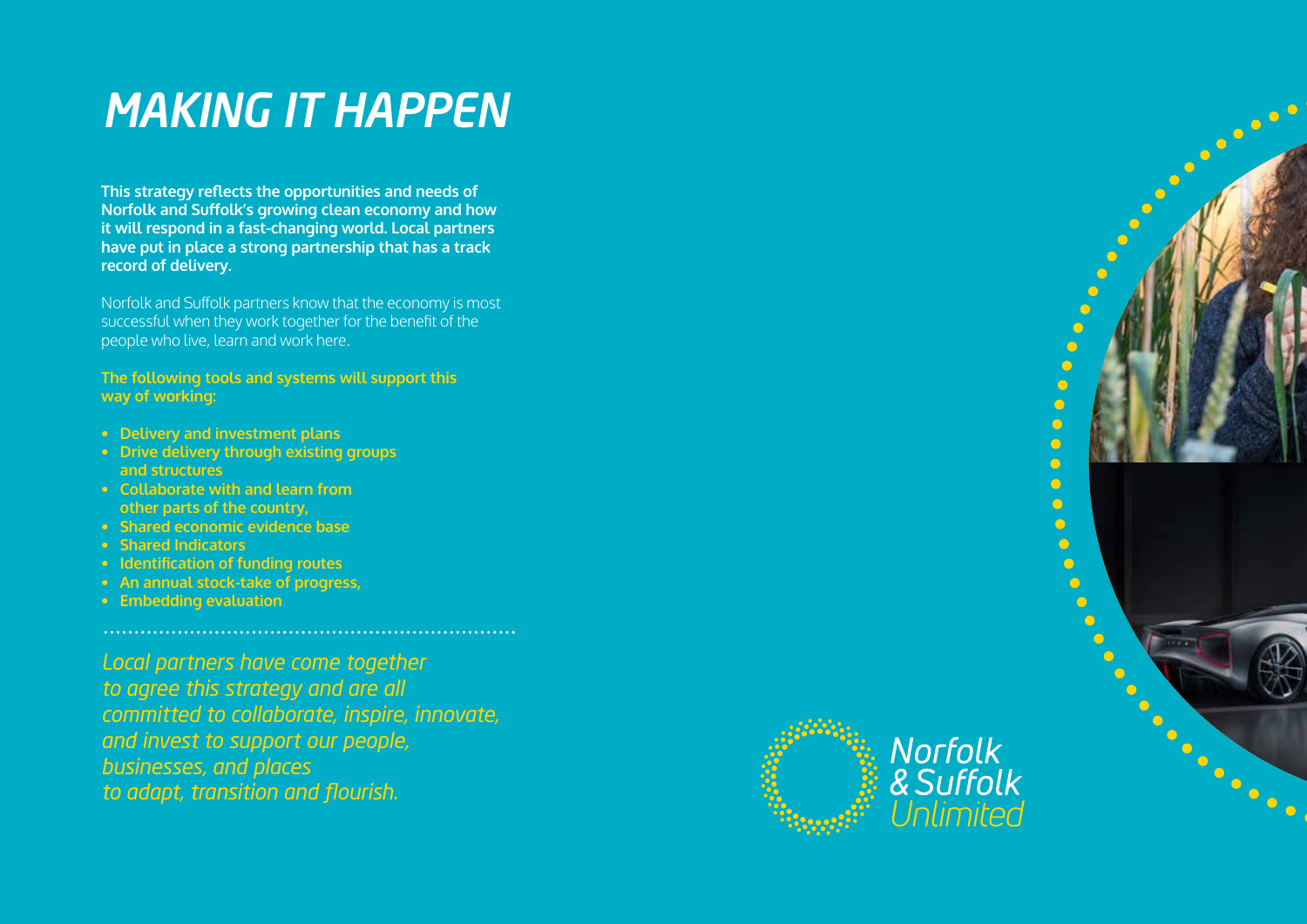# MAKING IT HAPPEN

**This strategy reflects the opportunities and needs of Norfolk and Suffolk's growing clean economy and how it will respond in a fast-changing world. Local partners have put in place a strong partnership that has a track record of delivery.**

Norfolk and Suffolk partners know that the economy is most successful when they work together for the benefit of the people who live, learn and work here.

**The following tools and systems will support this way of working:**

- **Delivery and investment plans**
- **Drive delivery through existing groups and structures**
- **Collaborate with and learn from other parts of the country,**
- **Shared economic evidence base**
- **Shared Indicators**
- **Identification of funding routes**
- **An annual stock-take of progress,**
- **Embedding evaluation**

*Local partners have come together to agree this strategy and are all committed to collaborate, inspire, innovate, and invest to support our people, businesses, and places to adapt, transition and flourish.*

Norfolk & Suffolk *Unlimited*